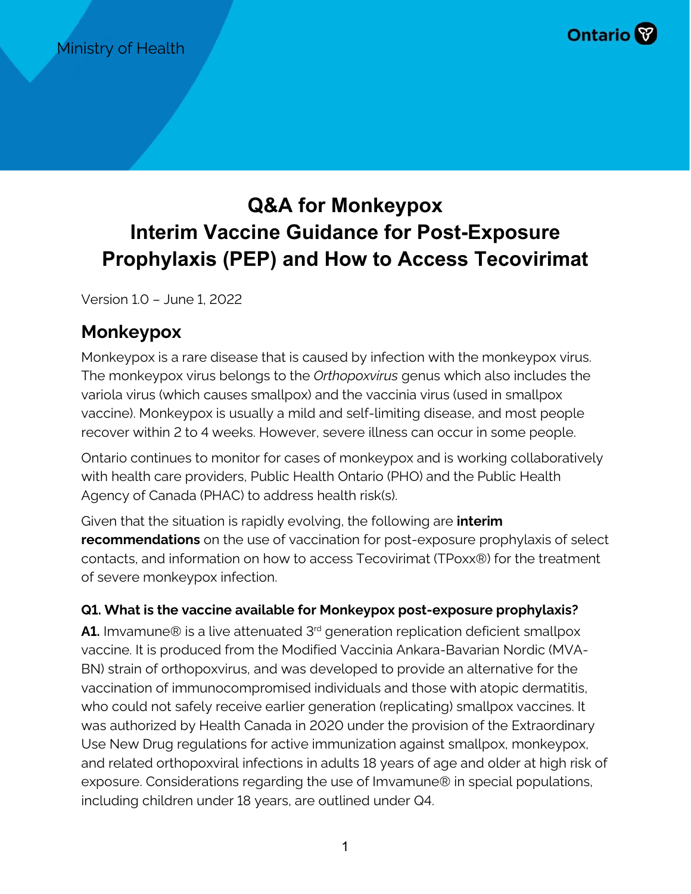Ministry of Health

Ontario

# Q&A for Monkeypox Interim Vaccine Guidance for Post-Exposure Prophylaxis (PEP) and How to Access Tecovirimat

Version 1.0 – June 1, 2022

## Monkeypox

Monkeypox is a rare disease that is caused by infection with the monkeypox virus. The monkeypox virus belongs to the *Orthopoxvirus* genus which also includes the variola virus (which causes smallpox) and the vaccinia virus (used in smallpox vaccine). Monkeypox is usually a mild and self-limiting disease, and most people recover within 2 to 4 weeks. However, severe illness can occur in some people.

Ontario continues to monitor for cases of monkeypox and is working collaboratively with health care providers, Public Health Ontario (PHO) and the Public Health Agency of Canada (PHAC) to address health risk(s).

Given that the situation is rapidly evolving, the following are **interim recommendations** on the use of vaccination for post-exposure prophylaxis of select contacts, and information on how to access Tecovirimat (TPoxx®) for the treatment of severe monkeypox infection.

**Q1. What is the vaccine available for Monkeypox post-exposure prophylaxis?**

**A1.** Imvamune® is a live attenuated 3rd generation replication deficient smallpox vaccine. It is produced from the Modified Vaccinia Ankara-Bavarian Nordic (MVA-BN) strain of orthopoxvirus, and was developed to provide an alternative for the vaccination of immunocompromised individuals and those with atopic dermatitis, who could not safely receive earlier generation (replicating) smallpox vaccines. It was authorized by Health Canada in 2020 under the provision of the Extraordinary Use New Drug regulations for active immunization against smallpox, monkeypox, and related orthopoxviral infections in adults 18 years of age and older at high risk of exposure. Considerations regarding the use of Imvamune® in special populations, including children under 18 years, are outlined under Q4.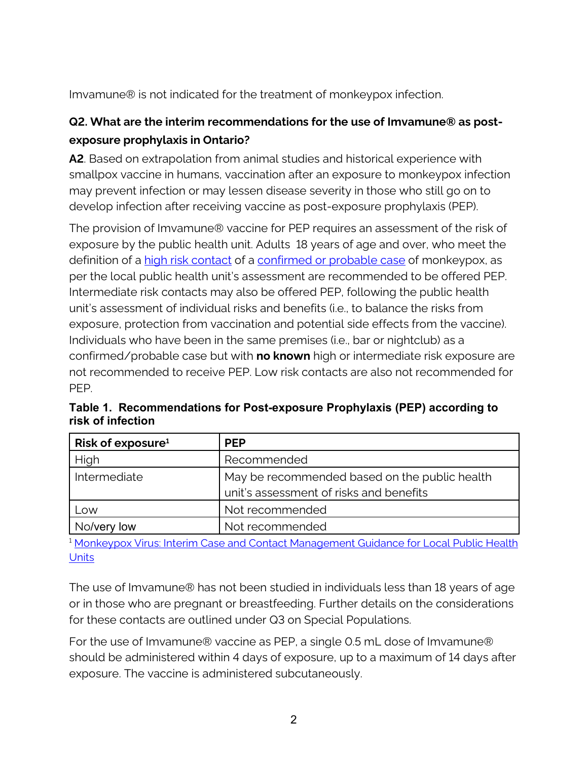Imvamune® is not indicated for the treatment of monkeypox infection.

### Q2. What are the interim recommendations for the use of Imvamune® as post-exposure prophylaxis in Ontario?

**A2**. Based on extrapolation from animal studies and historical experience with smallpox vaccine in humans, vaccination after an exposure to monkeypox infection may prevent infection or may lessen disease severity in those who still go on to develop infection after receiving vaccine as post-exposure prophylaxis (PEP).

The provision of Imvamune® vaccine for PEP requires an assessment of the risk of exposure by the public health unit. Adults 18 years of age and over, who meet the definition of a high risk contact of a confirmed or probable case of monkeypox, as per the local public health unit's assessment are recommended to be offered PEP. Intermediate risk contacts may also be offered PEP, following the public health unit's assessment of individual risks and benefits (i.e., to balance the risks from exposure, protection from vaccination and potential side effects from the vaccine). Individuals who have been in the same premises (i.e., bar or nightclub) as a confirmed/probable case but with **no known** high or intermediate risk exposure are not recommended to receive PEP. Low risk contacts are also not recommended for PEP.

**Table 1. Recommendations for Post-exposure Prophylaxis (PEP) according to risk of infection**

| Risk of exposure[1] | PEP |
|---|---|
| High | Recommended |
| Intermediate | May be recommended based on the public health unit's assessment of risks and benefits |
| Low | Not recommended |
| No/very low | Not recommended |

[1] Monkeypox Virus: Interim Case and Contact Management Guidance for Local Public Health Units

The use of Imvamune® has not been studied in individuals less than 18 years of age or in those who are pregnant or breastfeeding. Further details on the considerations for these contacts are outlined under Q3 on Special Populations.

For the use of Imvamune® vaccine as PEP, a single 0.5 mL dose of Imvamune® should be administered within 4 days of exposure, up to a maximum of 14 days after exposure. The vaccine is administered subcutaneously.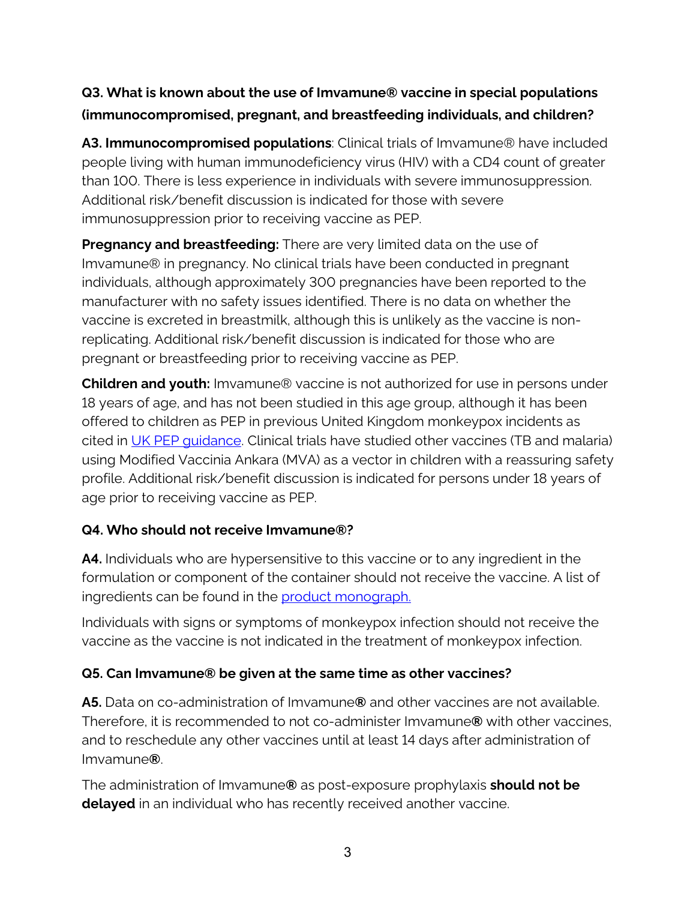**Q3. What is known about the use of Imvamune® vaccine in special populations (immunocompromised, pregnant, and breastfeeding individuals, and children?**

**A3. Immunocompromised populations**: Clinical trials of Imvamune® have included people living with human immunodeficiency virus (HIV) with a CD4 count of greater than 100. There is less experience in individuals with severe immunosuppression. Additional risk/benefit discussion is indicated for those with severe immunosuppression prior to receiving vaccine as PEP.

**Pregnancy and breastfeeding:** There are very limited data on the use of Imvamune® in pregnancy. No clinical trials have been conducted in pregnant individuals, although approximately 300 pregnancies have been reported to the manufacturer with no safety issues identified. There is no data on whether the vaccine is excreted in breastmilk, although this is unlikely as the vaccine is non-replicating. Additional risk/benefit discussion is indicated for those who are pregnant or breastfeeding prior to receiving vaccine as PEP.

**Children and youth:** Imvamune® vaccine is not authorized for use in persons under 18 years of age, and has not been studied in this age group, although it has been offered to children as PEP in previous United Kingdom monkeypox incidents as cited in UK PEP guidance. Clinical trials have studied other vaccines (TB and malaria) using Modified Vaccinia Ankara (MVA) as a vector in children with a reassuring safety profile. Additional risk/benefit discussion is indicated for persons under 18 years of age prior to receiving vaccine as PEP.

**Q4. Who should not receive Imvamune®?**

**A4.** Individuals who are hypersensitive to this vaccine or to any ingredient in the formulation or component of the container should not receive the vaccine. A list of ingredients can be found in the product monograph.

Individuals with signs or symptoms of monkeypox infection should not receive the vaccine as the vaccine is not indicated in the treatment of monkeypox infection.

**Q5. Can Imvamune® be given at the same time as other vaccines?**

**A5.** Data on co-administration of Imvamune® and other vaccines are not available. Therefore, it is recommended to not co-administer Imvamune® with other vaccines, and to reschedule any other vaccines until at least 14 days after administration of Imvamune®.

The administration of Imvamune® as post-exposure prophylaxis **should not be delayed** in an individual who has recently received another vaccine.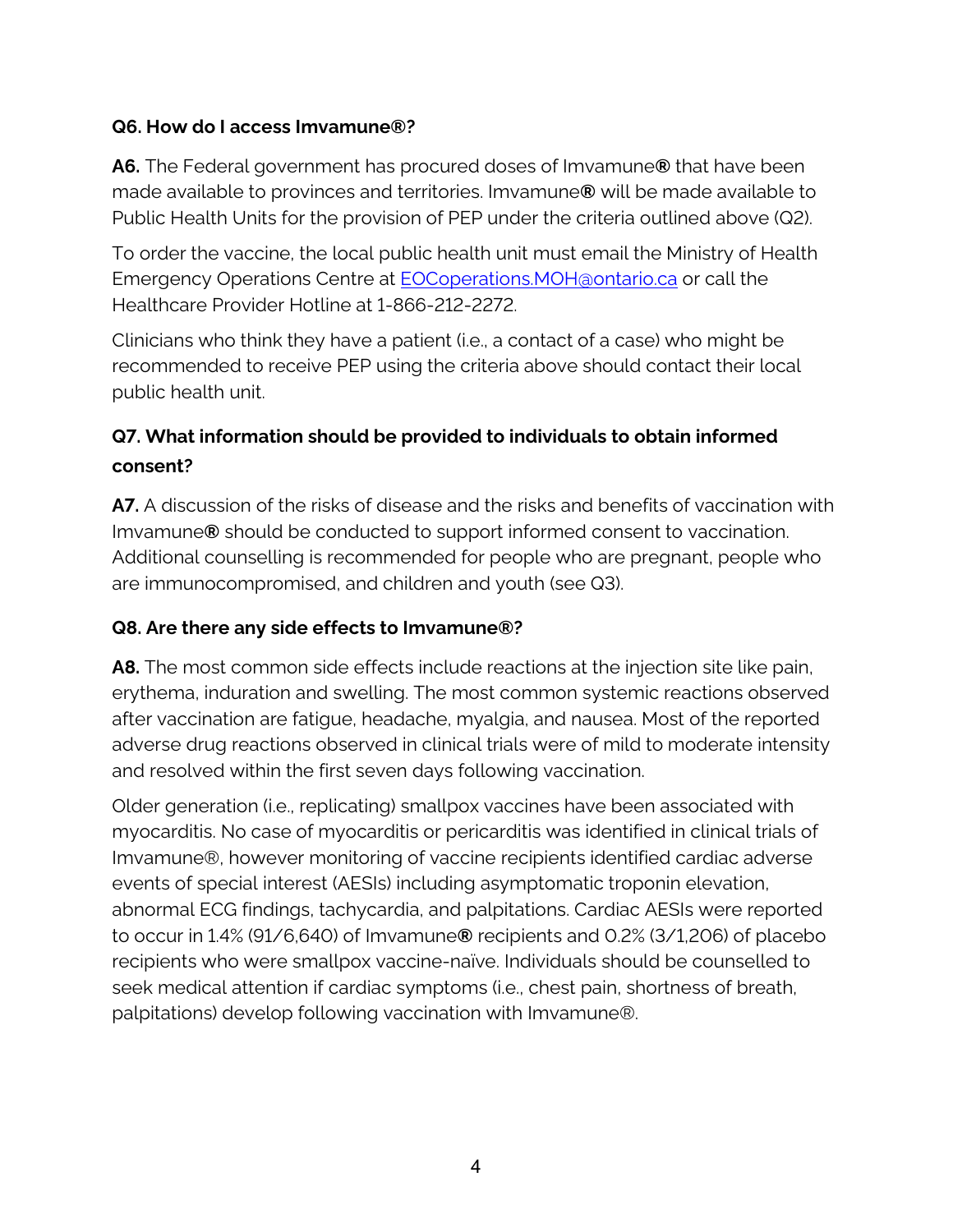**Q6. How do I access Imvamune®?**

**A6.** The Federal government has procured doses of Imvamune**®** that have been made available to provinces and territories. Imvamune**®** will be made available to Public Health Units for the provision of PEP under the criteria outlined above (Q2).

To order the vaccine, the local public health unit must email the Ministry of Health Emergency Operations Centre at [EOCoperations.MOH@ontario.ca](mailto:EOCoperations.MOH@ontario.ca) or call the Healthcare Provider Hotline at 1-866-212-2272.

Clinicians who think they have a patient (i.e., a contact of a case) who might be recommended to receive PEP using the criteria above should contact their local public health unit.

**Q7. What information should be provided to individuals to obtain informed consent?**

**A7.** A discussion of the risks of disease and the risks and benefits of vaccination with Imvamune**®** should be conducted to support informed consent to vaccination. Additional counselling is recommended for people who are pregnant, people who are immunocompromised, and children and youth (see Q3).

**Q8. Are there any side effects to Imvamune®?**

**A8.** The most common side effects include reactions at the injection site like pain, erythema, induration and swelling. The most common systemic reactions observed after vaccination are fatigue, headache, myalgia, and nausea. Most of the reported adverse drug reactions observed in clinical trials were of mild to moderate intensity and resolved within the first seven days following vaccination.

Older generation (i.e., replicating) smallpox vaccines have been associated with myocarditis. No case of myocarditis or pericarditis was identified in clinical trials of Imvamune®, however monitoring of vaccine recipients identified cardiac adverse events of special interest (AESIs) including asymptomatic troponin elevation, abnormal ECG findings, tachycardia, and palpitations. Cardiac AESIs were reported to occur in 1.4% (91/6,640) of Imvamune**®** recipients and 0.2% (3/1,206) of placebo recipients who were smallpox vaccine-naïve. Individuals should be counselled to seek medical attention if cardiac symptoms (i.e., chest pain, shortness of breath, palpitations) develop following vaccination with Imvamune®.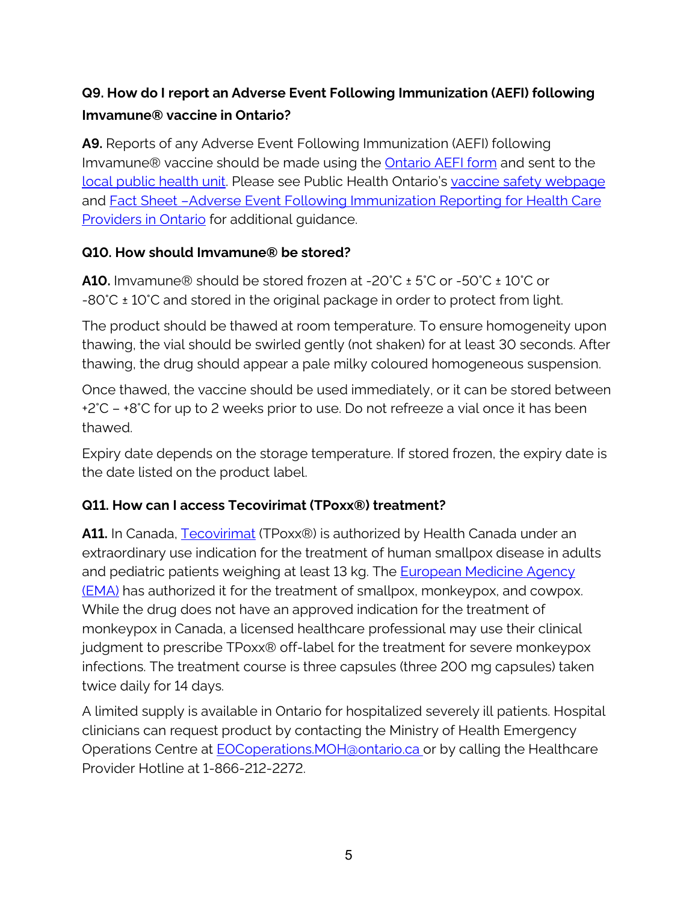### Q9. How do I report an Adverse Event Following Immunization (AEFI) following Imvamune® vaccine in Ontario?

**A9.** Reports of any Adverse Event Following Immunization (AEFI) following Imvamune® vaccine should be made using the Ontario AEFI form and sent to the local public health unit. Please see Public Health Ontario's vaccine safety webpage and Fact Sheet –Adverse Event Following Immunization Reporting for Health Care Providers in Ontario for additional guidance.

### Q10. How should Imvamune® be stored?

**A10.** Imvamune® should be stored frozen at -20˚C ± 5˚C or -50˚C ± 10˚C or -80˚C ± 10˚C and stored in the original package in order to protect from light.

The product should be thawed at room temperature. To ensure homogeneity upon thawing, the vial should be swirled gently (not shaken) for at least 30 seconds. After thawing, the drug should appear a pale milky coloured homogeneous suspension.

Once thawed, the vaccine should be used immediately, or it can be stored between +2˚C – +8˚C for up to 2 weeks prior to use. Do not refreeze a vial once it has been thawed.

Expiry date depends on the storage temperature. If stored frozen, the expiry date is the date listed on the product label.

### Q11. How can I access Tecovirimat (TPoxx®) treatment?

**A11.** In Canada, Tecovirimat (TPoxx®) is authorized by Health Canada under an extraordinary use indication for the treatment of human smallpox disease in adults and pediatric patients weighing at least 13 kg. The European Medicine Agency (EMA) has authorized it for the treatment of smallpox, monkeypox, and cowpox. While the drug does not have an approved indication for the treatment of monkeypox in Canada, a licensed healthcare professional may use their clinical judgment to prescribe TPoxx® off-label for the treatment for severe monkeypox infections. The treatment course is three capsules (three 200 mg capsules) taken twice daily for 14 days.

A limited supply is available in Ontario for hospitalized severely ill patients. Hospital clinicians can request product by contacting the Ministry of Health Emergency Operations Centre at EOCoperations.MOH@ontario.ca or by calling the Healthcare Provider Hotline at 1-866-212-2272.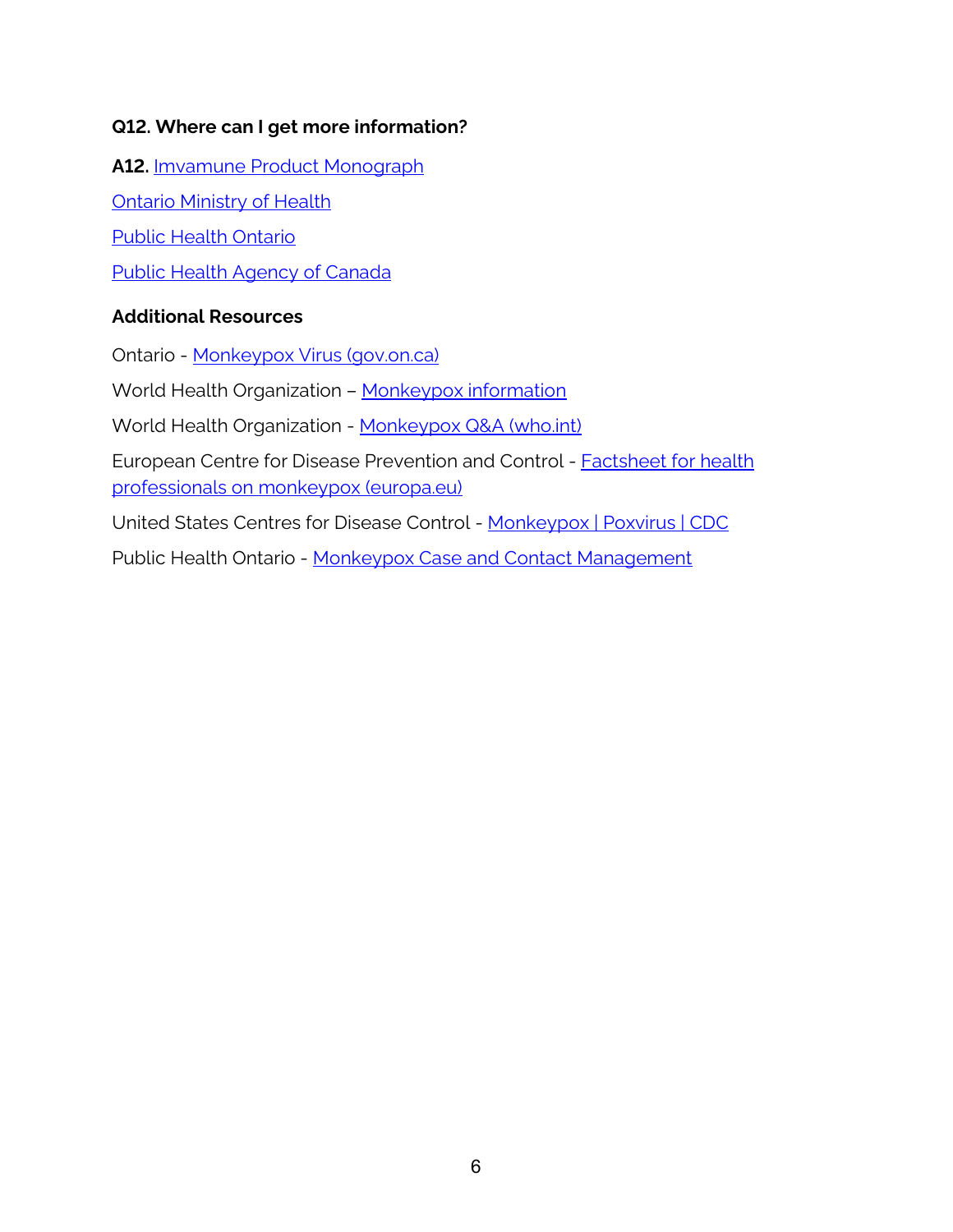**Q12. Where can I get more information?**

**A12.** Imvamune Product Monograph

Ontario Ministry of Health

Public Health Ontario

Public Health Agency of Canada

**Additional Resources**

Ontario - Monkeypox Virus (gov.on.ca)

World Health Organization – Monkeypox information

World Health Organization - Monkeypox Q&A (who.int)

European Centre for Disease Prevention and Control - Factsheet for health professionals on monkeypox (europa.eu)

United States Centres for Disease Control - Monkeypox | Poxvirus | CDC

Public Health Ontario - Monkeypox Case and Contact Management